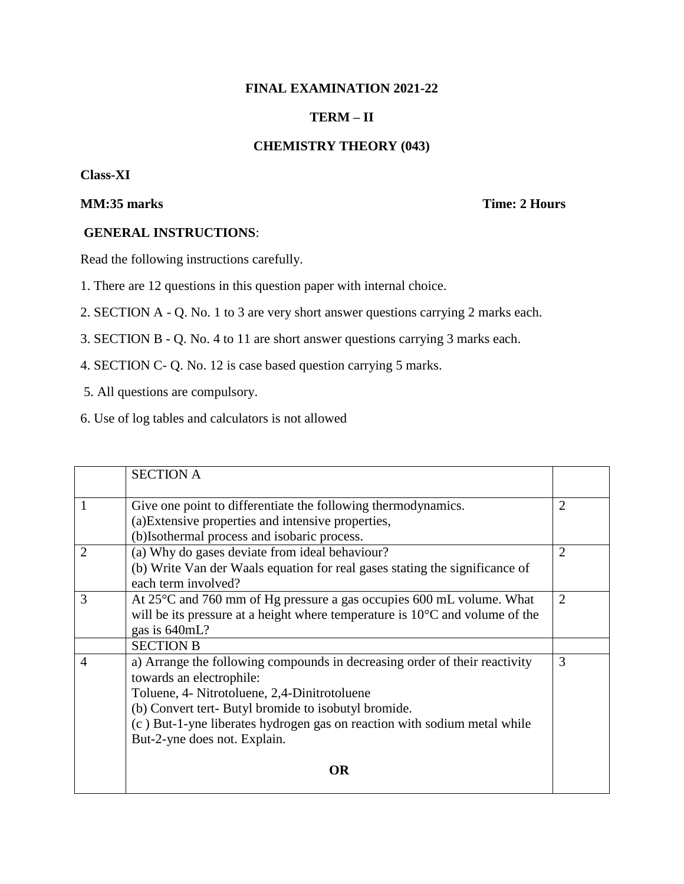**FINAL EXAMINATION 2021-22**

**TERM – II**

**CHEMISTRY THEORY (043)**

**Class-XI**

**MM:35 marks** **Time: 2 Hours**

**GENERAL INSTRUCTIONS**:

Read the following instructions carefully.

1. There are 12 questions in this question paper with internal choice.
2. SECTION A - Q. No. 1 to 3 are very short answer questions carrying 2 marks each.
3. SECTION B - Q. No. 4 to 11 are short answer questions carrying 3 marks each.
4. SECTION C- Q. No. 12 is case based question carrying 5 marks.
5. All questions are compulsory.
6. Use of log tables and calculators is not allowed

| | SECTION A | |
|---|---|---|
| 1 | Give one point to differentiate the following thermodynamics.<br>(a)Extensive properties and intensive properties,<br>(b)Isothermal process and isobaric process. | 2 |
| 2 | (a) Why do gases deviate from ideal behaviour?<br>(b) Write Van der Waals equation for real gases stating the significance of each term involved? | 2 |
| 3 | At 25°C and 760 mm of Hg pressure a gas occupies 600 mL volume. What will be its pressure at a height where temperature is 10°C and volume of the gas is 640mL? | 2 |
| | SECTION B | |
| 4 | a) Arrange the following compounds in decreasing order of their reactivity towards an electrophile:<br>Toluene, 4- Nitrotoluene, 2,4-Dinitrotoluene<br>(b) Convert tert- Butyl bromide to isobutyl bromide.<br>(c ) But-1-yne liberates hydrogen gas on reaction with sodium metal while But-2-yne does not. Explain.<br><br>**OR** | 3 |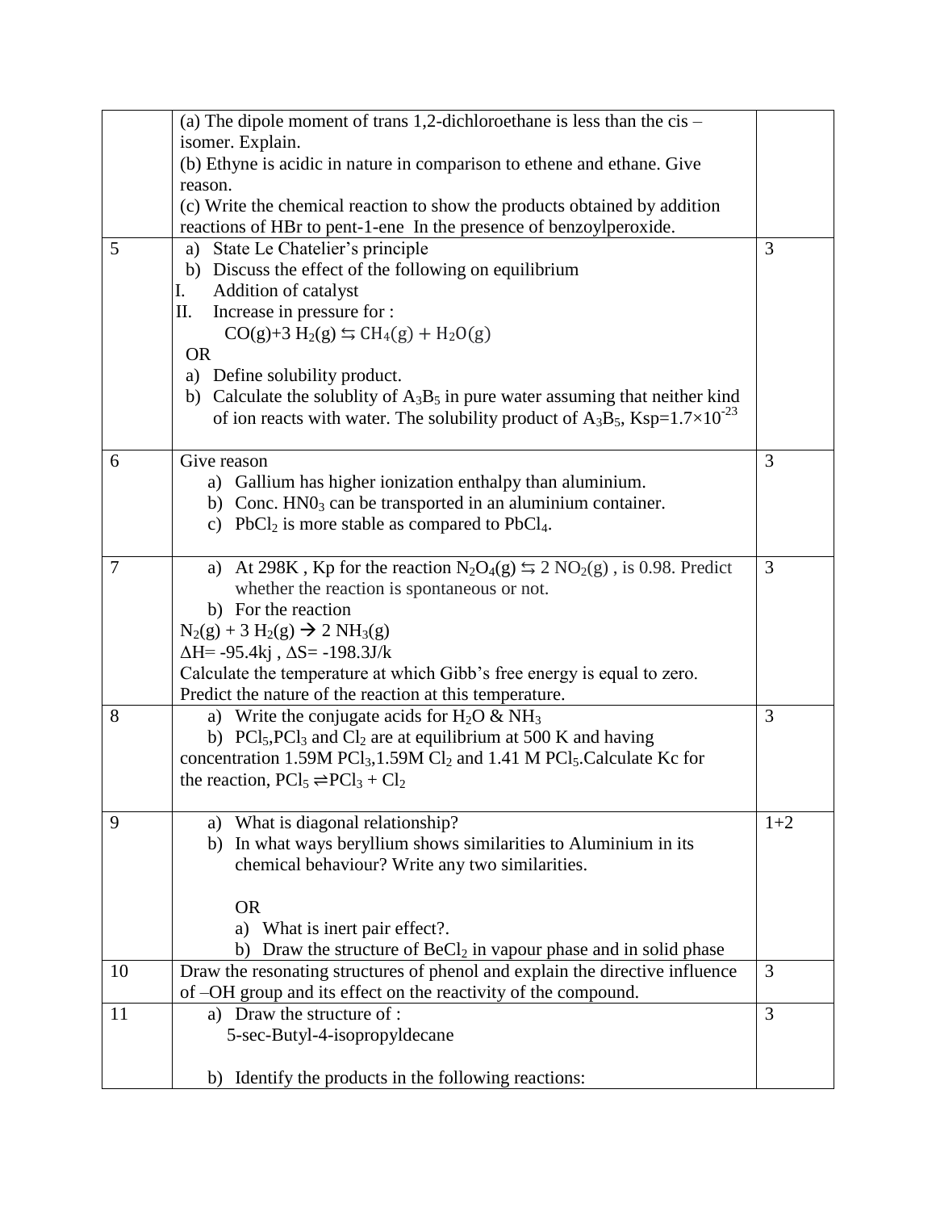| | | |
|---|---|---|
| | (a) The dipole moment of trans 1,2-dichloroethane is less than the cis – isomer. Explain.<br>(b) Ethyne is acidic in nature in comparison to ethene and ethane. Give reason.<br>(c) Write the chemical reaction to show the products obtained by addition reactions of HBr to pent-1-ene In the presence of benzoylperoxide. | |
| 5 | a) State Le Chatelier's principle<br>b) Discuss the effect of the following on equilibrium<br>I. Addition of catalyst<br>II. Increase in pressure for :<br>$CO(g) + 3H_2(g) \leftrightarrows CH_4(g) + H_2O(g)$<br>OR<br>a) Define solubility product.<br>b) Calculate the solublity of $A_3B_5$ in pure water assuming that neither kind of ion reacts with water. The solubility product of $A_3B_5$, $Ksp = 1.7 \times 10^{-23}$ | 3 |
| 6 | Give reason<br>a) Gallium has higher ionization enthalpy than aluminium.<br>b) Conc. $HN0_3$ can be transported in an aluminium container.<br>c) $PbCl_2$ is more stable as compared to $PbCl_4$. | 3 |
| 7 | a) At 298K , Kp for the reaction $N_2O_4(g) \leftrightarrows 2NO_2(g)$ , is 0.98. Predict whether the reaction is spontaneous or not.<br>b) For the reaction<br>$N_2(g) + 3H_2(g) \rightarrow 2NH_3(g)$<br>$\Delta H = -95.4kj$ , $\Delta S = -198.3J/k$<br>Calculate the temperature at which Gibb's free energy is equal to zero. Predict the nature of the reaction at this temperature. | 3 |
| 8 | a) Write the conjugate acids for $H_2O$ & $NH_3$<br>b) $PCl_5$,$PCl_3$ and $Cl_2$ are at equilibrium at 500 K and having concentration 1.59M $PCl_3$,1.59M $Cl_2$ and 1.41 M $PCl_5$.Calculate Kc for the reaction, $PCl_5 \rightleftharpoons PCl_3 + Cl_2$ | 3 |
| 9 | a) What is diagonal relationship?<br>b) In what ways beryllium shows similarities to Aluminium in its chemical behaviour? Write any two similarities.<br>OR<br>a) What is inert pair effect?.<br>b) Draw the structure of $BeCl_2$ in vapour phase and in solid phase | 1+2 |
| 10 | Draw the resonating structures of phenol and explain the directive influence of –OH group and its effect on the reactivity of the compound. | 3 |
| 11 | a) Draw the structure of :<br>5-sec-Butyl-4-isopropyldecane<br><br>b) Identify the products in the following reactions: | 3 |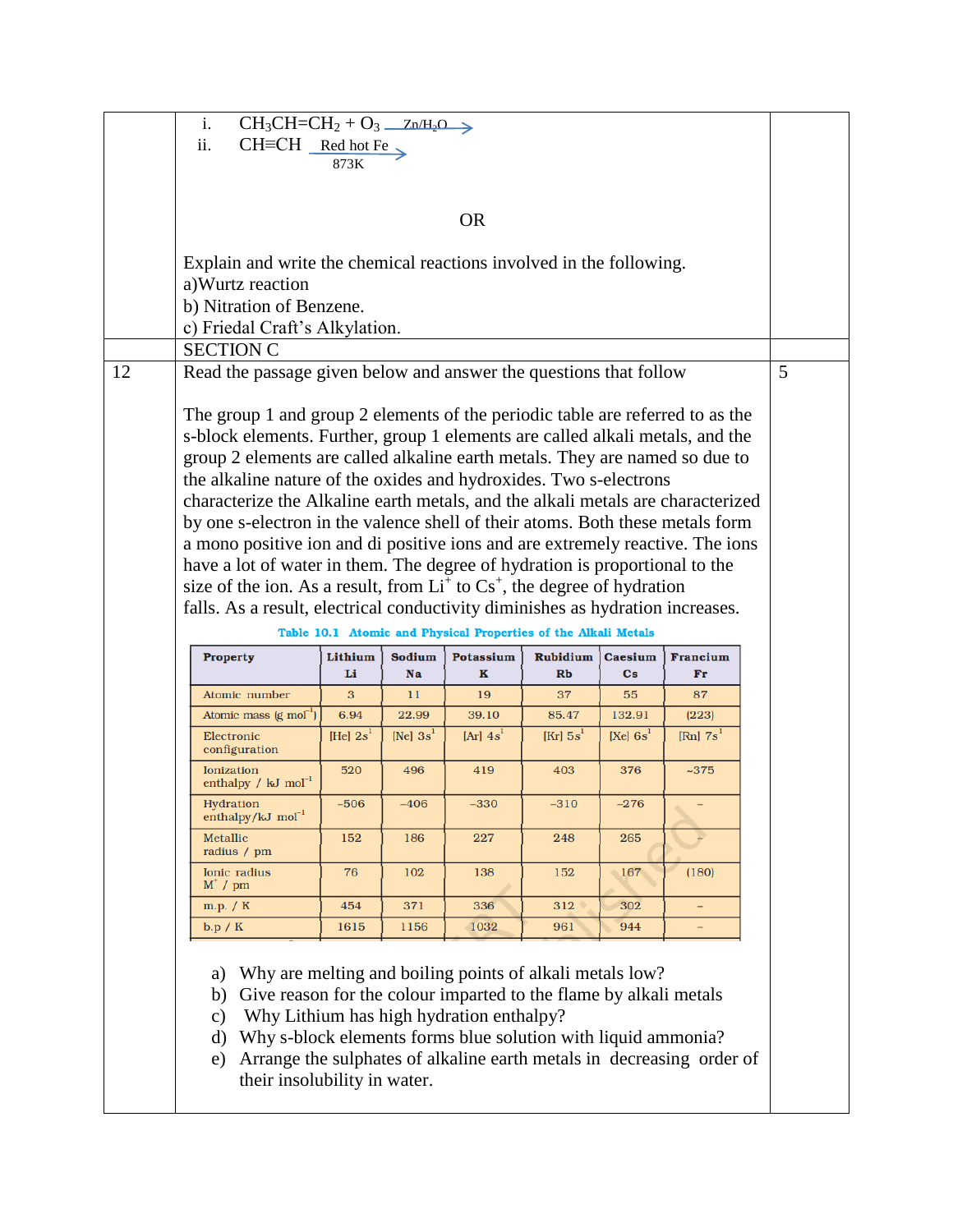i. $CH_3CH=CH_2 + O_3 \xrightarrow{Zn/H_2O}$

ii. $CH\equiv CH \xrightarrow[873K]{\text{Red hot Fe}}$

OR

Explain and write the chemical reactions involved in the following.

a) Wurtz reaction

b) Nitration of Benzene.

c) Friedal Craft's Alkylation.

## SECTION C

**12** Read the passage given below and answer the questions that follow **5**

The group 1 and group 2 elements of the periodic table are referred to as the s-block elements. Further, group 1 elements are called alkali metals, and the group 2 elements are called alkaline earth metals. They are named so due to the alkaline nature of the oxides and hydroxides. Two s-electrons characterize the Alkaline earth metals, and the alkali metals are characterized by one s-electron in the valence shell of their atoms. Both these metals form a mono positive ion and di positive ions and are extremely reactive. The ions have a lot of water in them. The degree of hydration is proportional to the size of the ion. As a result, from $Li^+$ to $Cs^+$, the degree of hydration falls. As a result, electrical conductivity diminishes as hydration increases.

**Table 10.1 Atomic and Physical Properties of the Alkali Metals**

| Property | Lithium Li | Sodium Na | Potassium K | Rubidium Rb | Caesium Cs | Francium Fr |
|---|---|---|---|---|---|---|
| Atomic number | 3 | 11 | 19 | 37 | 55 | 87 |
| Atomic mass (g $mol^{-1}$) | 6.94 | 22.99 | 39.10 | 85.47 | 132.91 | (223) |
| Electronic configuration | [He] $2s^1$ | [Ne] $3s^1$ | [Ar] $4s^1$ | [Kr] $5s^1$ | [Xe] $6s^1$ | [Rn] $7s^1$ |
| Ionization enthalpy / kJ $mol^{-1}$ | 520 | 496 | 419 | 403 | 376 | ~375 |
| Hydration enthalpy/kJ $mol^{-1}$ | −506 | −406 | −330 | −310 | −276 | – |
| Metallic radius / pm | 152 | 186 | 227 | 248 | 265 | – |
| Ionic radius $M^+$ / pm | 76 | 102 | 138 | 152 | 167 | (180) |
| m.p. / K | 454 | 371 | 336 | 312 | 302 | – |
| b.p / K | 1615 | 1156 | 1032 | 961 | 944 | – |

a) Why are melting and boiling points of alkali metals low?

b) Give reason for the colour imparted to the flame by alkali metals

c) Why Lithium has high hydration enthalpy?

d) Why s-block elements forms blue solution with liquid ammonia?

e) Arrange the sulphates of alkaline earth metals in decreasing order of their insolubility in water.